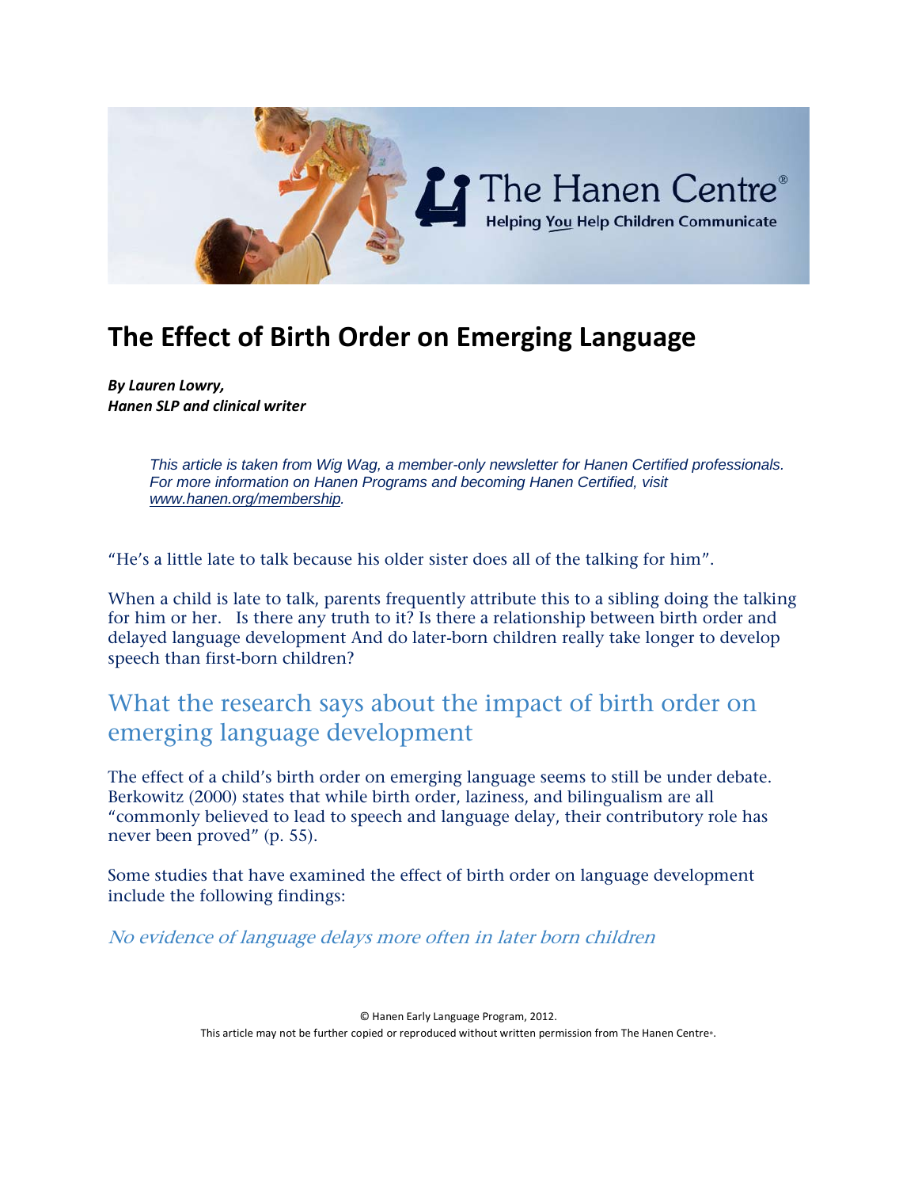# The Effect of Birth Order on Emerging Language

***By Lauren Lowry,***
***Hanen SLP and clinical writer***

*This article is taken from Wig Wag, a member-only newsletter for Hanen Certified professionals. For more information on Hanen Programs and becoming Hanen Certified, visit www.hanen.org/membership.*

"He's a little late to talk because his older sister does all of the talking for him".

When a child is late to talk, parents frequently attribute this to a sibling doing the talking for him or her. Is there any truth to it? Is there a relationship between birth order and delayed language development And do later-born children really take longer to develop speech than first-born children?

## What the research says about the impact of birth order on emerging language development

The effect of a child's birth order on emerging language seems to still be under debate. Berkowitz (2000) states that while birth order, laziness, and bilingualism are all "commonly believed to lead to speech and language delay, their contributory role has never been proved" (p. 55).

Some studies that have examined the effect of birth order on language development include the following findings:

### *No evidence of language delays more often in later born children*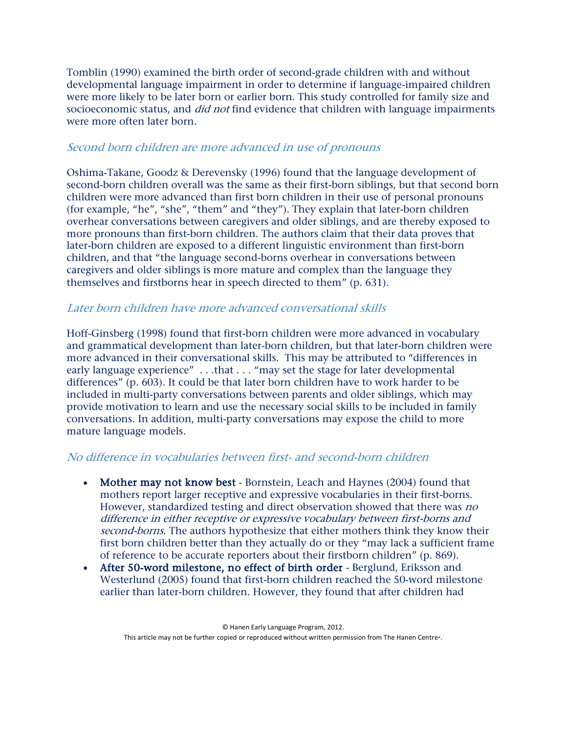Tomblin (1990) examined the birth order of second-grade children with and without developmental language impairment in order to determine if language-impaired children were more likely to be later born or earlier born. This study controlled for family size and socioeconomic status, and *did not* find evidence that children with language impairments were more often later born.

### *Second born children are more advanced in use of pronouns*

Oshima-Takane, Goodz & Derevensky (1996) found that the language development of second-born children overall was the same as their first-born siblings, but that second born children were more advanced than first born children in their use of personal pronouns (for example, "he", "she", "them" and "they"). They explain that later-born children overhear conversations between caregivers and older siblings, and are thereby exposed to more pronouns than first-born children. The authors claim that their data proves that later-born children are exposed to a different linguistic environment than first-born children, and that "the language second-borns overhear in conversations between caregivers and older siblings is more mature and complex than the language they themselves and firstborns hear in speech directed to them" (p. 631).

### *Later born children have more advanced conversational skills*

Hoff-Ginsberg (1998) found that first-born children were more advanced in vocabulary and grammatical development than later-born children, but that later-born children were more advanced in their conversational skills. This may be attributed to "differences in early language experience" . . .that . . . "may set the stage for later developmental differences" (p. 603). It could be that later born children have to work harder to be included in multi-party conversations between parents and older siblings, which may provide motivation to learn and use the necessary social skills to be included in family conversations. In addition, multi-party conversations may expose the child to more mature language models.

### *No difference in vocabularies between first- and second-born children*

- **Mother may not know best** - Bornstein, Leach and Haynes (2004) found that mothers report larger receptive and expressive vocabularies in their first-borns. However, standardized testing and direct observation showed that there was *no difference in either receptive or expressive vocabulary between first-borns and second-borns*. The authors hypothesize that either mothers think they know their first born children better than they actually do or they "may lack a sufficient frame of reference to be accurate reporters about their firstborn children" (p. 869).
- **After 50-word milestone, no effect of birth order** - Berglund, Eriksson and Westerlund (2005) found that first-born children reached the 50-word milestone earlier than later-born children. However, they found that after children had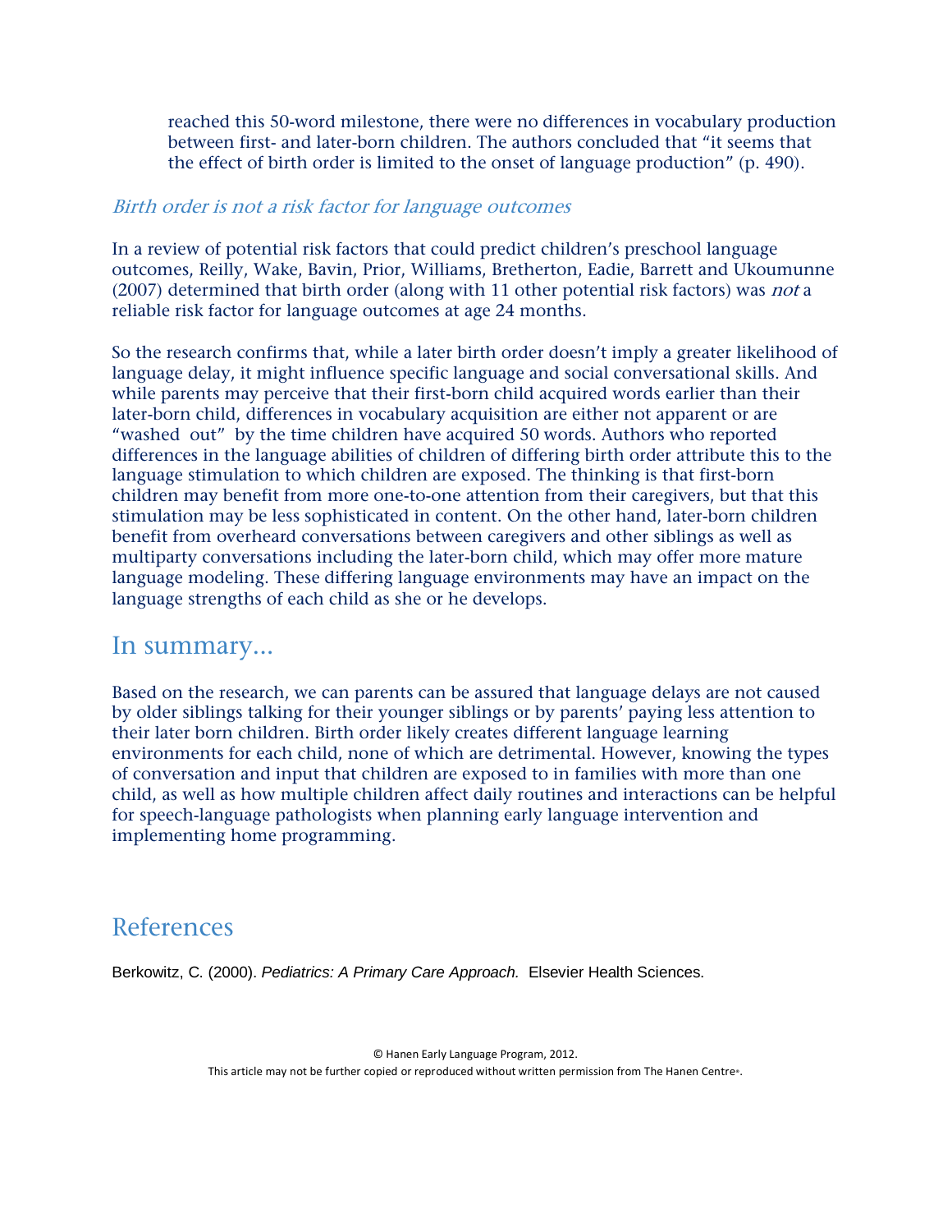reached this 50-word milestone, there were no differences in vocabulary production between first- and later-born children. The authors concluded that "it seems that the effect of birth order is limited to the onset of language production" (p. 490).

### *Birth order is not a risk factor for language outcomes*

In a review of potential risk factors that could predict children's preschool language outcomes, Reilly, Wake, Bavin, Prior, Williams, Bretherton, Eadie, Barrett and Ukoumunne (2007) determined that birth order (along with 11 other potential risk factors) was *not* a reliable risk factor for language outcomes at age 24 months.

So the research confirms that, while a later birth order doesn't imply a greater likelihood of language delay, it might influence specific language and social conversational skills. And while parents may perceive that their first-born child acquired words earlier than their later-born child, differences in vocabulary acquisition are either not apparent or are "washed out" by the time children have acquired 50 words. Authors who reported differences in the language abilities of children of differing birth order attribute this to the language stimulation to which children are exposed. The thinking is that first-born children may benefit from more one-to-one attention from their caregivers, but that this stimulation may be less sophisticated in content. On the other hand, later-born children benefit from overheard conversations between caregivers and other siblings as well as multiparty conversations including the later-born child, which may offer more mature language modeling. These differing language environments may have an impact on the language strengths of each child as she or he develops.

## In summary...

Based on the research, we can parents can be assured that language delays are not caused by older siblings talking for their younger siblings or by parents' paying less attention to their later born children. Birth order likely creates different language learning environments for each child, none of which are detrimental. However, knowing the types of conversation and input that children are exposed to in families with more than one child, as well as how multiple children affect daily routines and interactions can be helpful for speech-language pathologists when planning early language intervention and implementing home programming.

## References

Berkowitz, C. (2000). *Pediatrics: A Primary Care Approach.* Elsevier Health Sciences.

© Hanen Early Language Program, 2012.
This article may not be further copied or reproduced without written permission from The Hanen Centre®.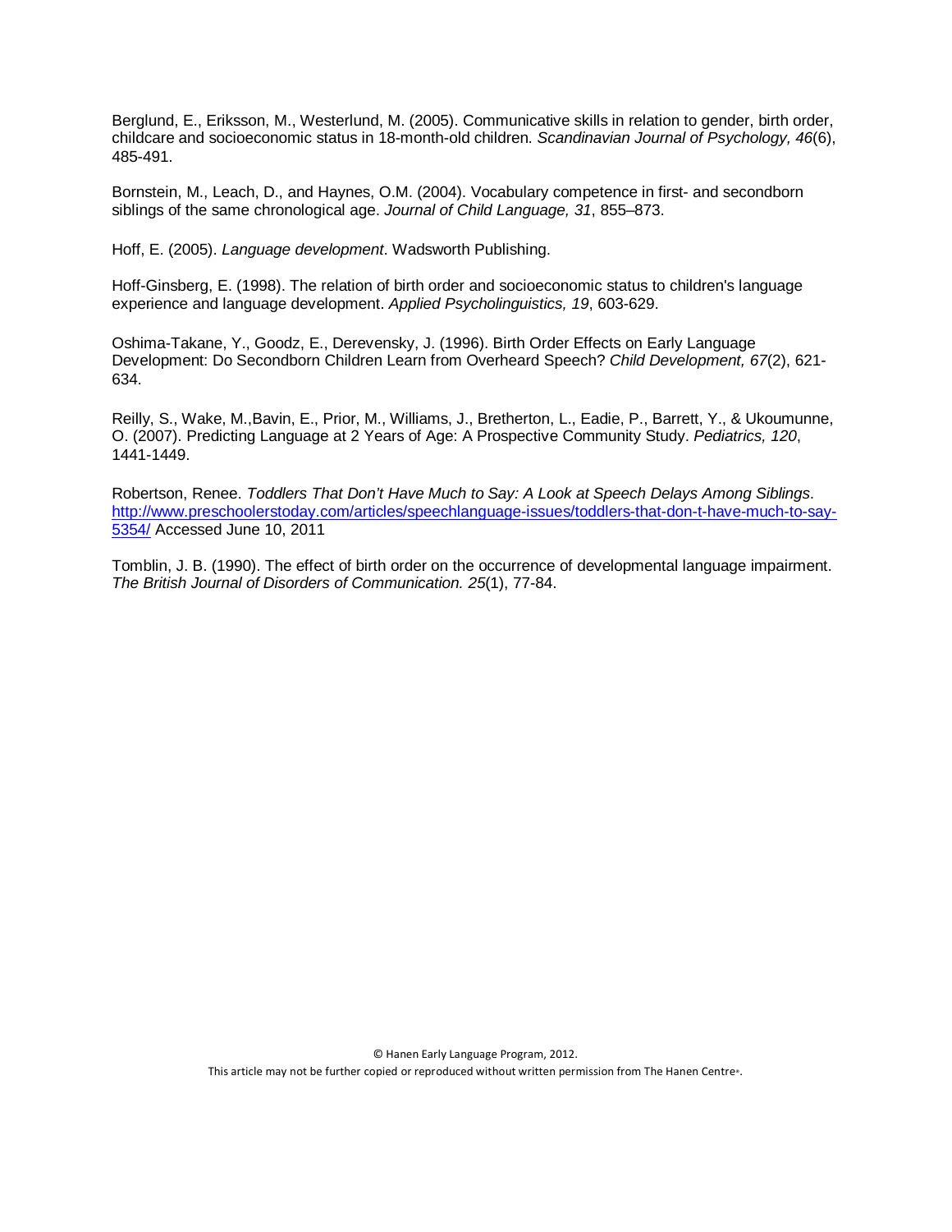Berglund, E., Eriksson, M., Westerlund, M. (2005). Communicative skills in relation to gender, birth order, childcare and socioeconomic status in 18-month-old children. *Scandinavian Journal of Psychology, 46*(6), 485-491.

Bornstein, M., Leach, D., and Haynes, O.M. (2004). Vocabulary competence in first- and secondborn siblings of the same chronological age. *Journal of Child Language, 31*, 855–873.

Hoff, E. (2005). *Language development*. Wadsworth Publishing.

Hoff-Ginsberg, E. (1998). The relation of birth order and socioeconomic status to children's language experience and language development. *Applied Psycholinguistics, 19*, 603-629.

Oshima-Takane, Y., Goodz, E., Derevensky, J. (1996). Birth Order Effects on Early Language Development: Do Secondborn Children Learn from Overheard Speech? *Child Development, 67*(2), 621-634.

Reilly, S., Wake, M.,Bavin, E., Prior, M., Williams, J., Bretherton, L., Eadie, P., Barrett, Y., & Ukoumunne, O. (2007). Predicting Language at 2 Years of Age: A Prospective Community Study. *Pediatrics, 120*, 1441-1449.

Robertson, Renee. *Toddlers That Don't Have Much to Say: A Look at Speech Delays Among Siblings*. http://www.preschoolerstoday.com/articles/speechlanguage-issues/toddlers-that-don-t-have-much-to-say-5354/ Accessed June 10, 2011

Tomblin, J. B. (1990). The effect of birth order on the occurrence of developmental language impairment. *The British Journal of Disorders of Communication. 25*(1), 77-84.

© Hanen Early Language Program, 2012.

This article may not be further copied or reproduced without written permission from The Hanen Centre®.